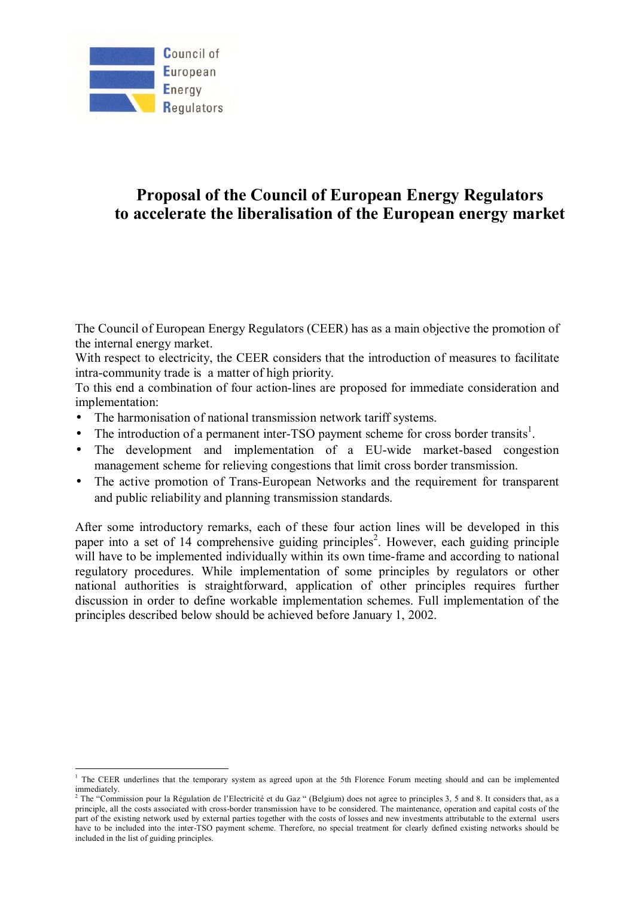Council of European Energy Regulators

# Proposal of the Council of European Energy Regulators to accelerate the liberalisation of the European energy market

The Council of European Energy Regulators (CEER) has as a main objective the promotion of the internal energy market.
With respect to electricity, the CEER considers that the introduction of measures to facilitate intra-community trade is a matter of high priority.
To this end a combination of four action-lines are proposed for immediate consideration and implementation:

- The harmonisation of national transmission network tariff systems.
- The introduction of a permanent inter-TSO payment scheme for cross border transits[1].
- The development and implementation of a EU-wide market-based congestion management scheme for relieving congestions that limit cross border transmission.
- The active promotion of Trans-European Networks and the requirement for transparent and public reliability and planning transmission standards.

After some introductory remarks, each of these four action lines will be developed in this paper into a set of 14 comprehensive guiding principles[2]. However, each guiding principle will have to be implemented individually within its own time-frame and according to national regulatory procedures. While implementation of some principles by regulators or other national authorities is straightforward, application of other principles requires further discussion in order to define workable implementation schemes. Full implementation of the principles described below should be achieved before January 1, 2002.

---

[1] The CEER underlines that the temporary system as agreed upon at the 5th Florence Forum meeting should and can be implemented immediately.

[2] The "Commission pour la Régulation de l'Electricité et du Gaz " (Belgium) does not agree to principles 3, 5 and 8. It considers that, as a principle, all the costs associated with cross-border transmission have to be considered. The maintenance, operation and capital costs of the part of the existing network used by external parties together with the costs of losses and new investments attributable to the external users have to be included into the inter-TSO payment scheme. Therefore, no special treatment for clearly defined existing networks should be included in the list of guiding principles.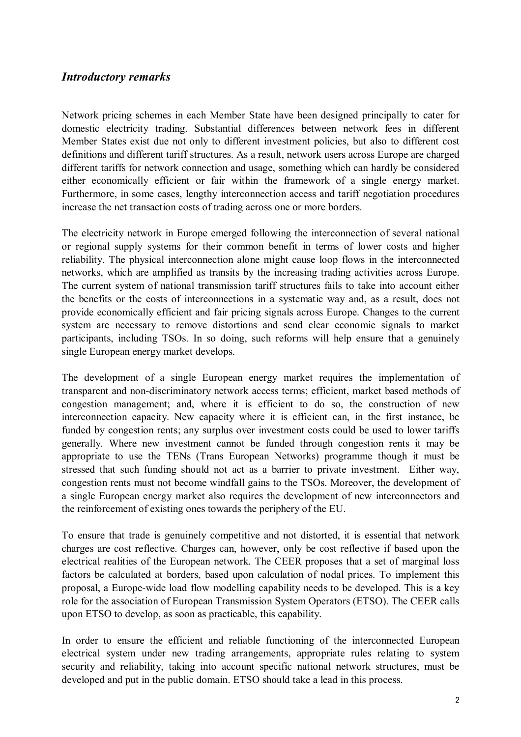## *Introductory remarks*

Network pricing schemes in each Member State have been designed principally to cater for domestic electricity trading. Substantial differences between network fees in different Member States exist due not only to different investment policies, but also to different cost definitions and different tariff structures. As a result, network users across Europe are charged different tariffs for network connection and usage, something which can hardly be considered either economically efficient or fair within the framework of a single energy market. Furthermore, in some cases, lengthy interconnection access and tariff negotiation procedures increase the net transaction costs of trading across one or more borders.

The electricity network in Europe emerged following the interconnection of several national or regional supply systems for their common benefit in terms of lower costs and higher reliability. The physical interconnection alone might cause loop flows in the interconnected networks, which are amplified as transits by the increasing trading activities across Europe. The current system of national transmission tariff structures fails to take into account either the benefits or the costs of interconnections in a systematic way and, as a result, does not provide economically efficient and fair pricing signals across Europe. Changes to the current system are necessary to remove distortions and send clear economic signals to market participants, including TSOs. In so doing, such reforms will help ensure that a genuinely single European energy market develops.

The development of a single European energy market requires the implementation of transparent and non-discriminatory network access terms; efficient, market based methods of congestion management; and, where it is efficient to do so, the construction of new interconnection capacity. New capacity where it is efficient can, in the first instance, be funded by congestion rents; any surplus over investment costs could be used to lower tariffs generally. Where new investment cannot be funded through congestion rents it may be appropriate to use the TENs (Trans European Networks) programme though it must be stressed that such funding should not act as a barrier to private investment. Either way, congestion rents must not become windfall gains to the TSOs. Moreover, the development of a single European energy market also requires the development of new interconnectors and the reinforcement of existing ones towards the periphery of the EU.

To ensure that trade is genuinely competitive and not distorted, it is essential that network charges are cost reflective. Charges can, however, only be cost reflective if based upon the electrical realities of the European network. The CEER proposes that a set of marginal loss factors be calculated at borders, based upon calculation of nodal prices. To implement this proposal, a Europe-wide load flow modelling capability needs to be developed. This is a key role for the association of European Transmission System Operators (ETSO). The CEER calls upon ETSO to develop, as soon as practicable, this capability.

In order to ensure the efficient and reliable functioning of the interconnected European electrical system under new trading arrangements, appropriate rules relating to system security and reliability, taking into account specific national network structures, must be developed and put in the public domain. ETSO should take a lead in this process.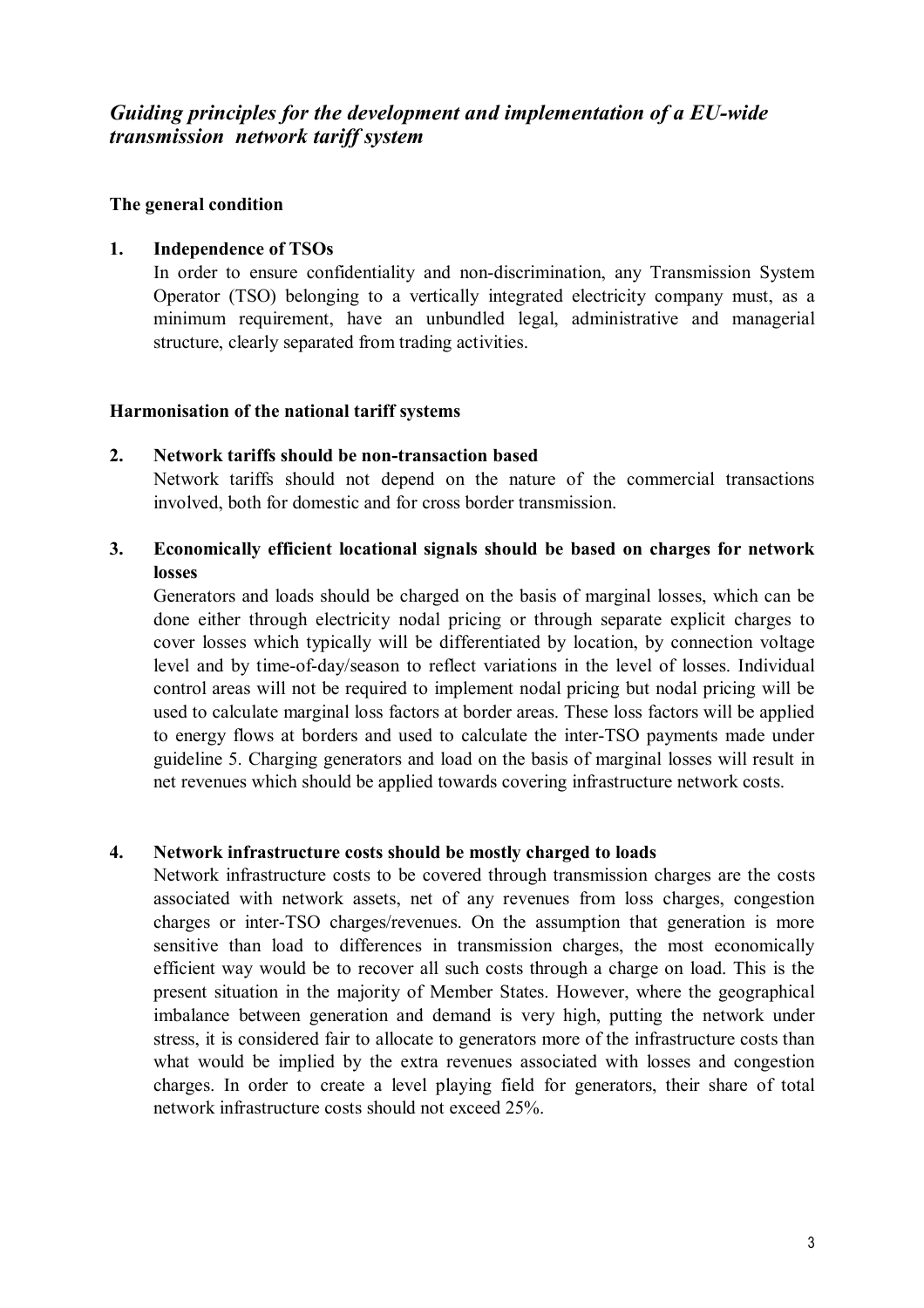## *Guiding principles for the development and implementation of a EU-wide transmission network tariff system*

### The general condition

**1. Independence of TSOs**

In order to ensure confidentiality and non-discrimination, any Transmission System Operator (TSO) belonging to a vertically integrated electricity company must, as a minimum requirement, have an unbundled legal, administrative and managerial structure, clearly separated from trading activities.

### Harmonisation of the national tariff systems

**2. Network tariffs should be non-transaction based**

Network tariffs should not depend on the nature of the commercial transactions involved, both for domestic and for cross border transmission.

**3. Economically efficient locational signals should be based on charges for network losses**

Generators and loads should be charged on the basis of marginal losses, which can be done either through electricity nodal pricing or through separate explicit charges to cover losses which typically will be differentiated by location, by connection voltage level and by time-of-day/season to reflect variations in the level of losses. Individual control areas will not be required to implement nodal pricing but nodal pricing will be used to calculate marginal loss factors at border areas. These loss factors will be applied to energy flows at borders and used to calculate the inter-TSO payments made under guideline 5. Charging generators and load on the basis of marginal losses will result in net revenues which should be applied towards covering infrastructure network costs.

**4. Network infrastructure costs should be mostly charged to loads**

Network infrastructure costs to be covered through transmission charges are the costs associated with network assets, net of any revenues from loss charges, congestion charges or inter-TSO charges/revenues. On the assumption that generation is more sensitive than load to differences in transmission charges, the most economically efficient way would be to recover all such costs through a charge on load. This is the present situation in the majority of Member States. However, where the geographical imbalance between generation and demand is very high, putting the network under stress, it is considered fair to allocate to generators more of the infrastructure costs than what would be implied by the extra revenues associated with losses and congestion charges. In order to create a level playing field for generators, their share of total network infrastructure costs should not exceed 25%.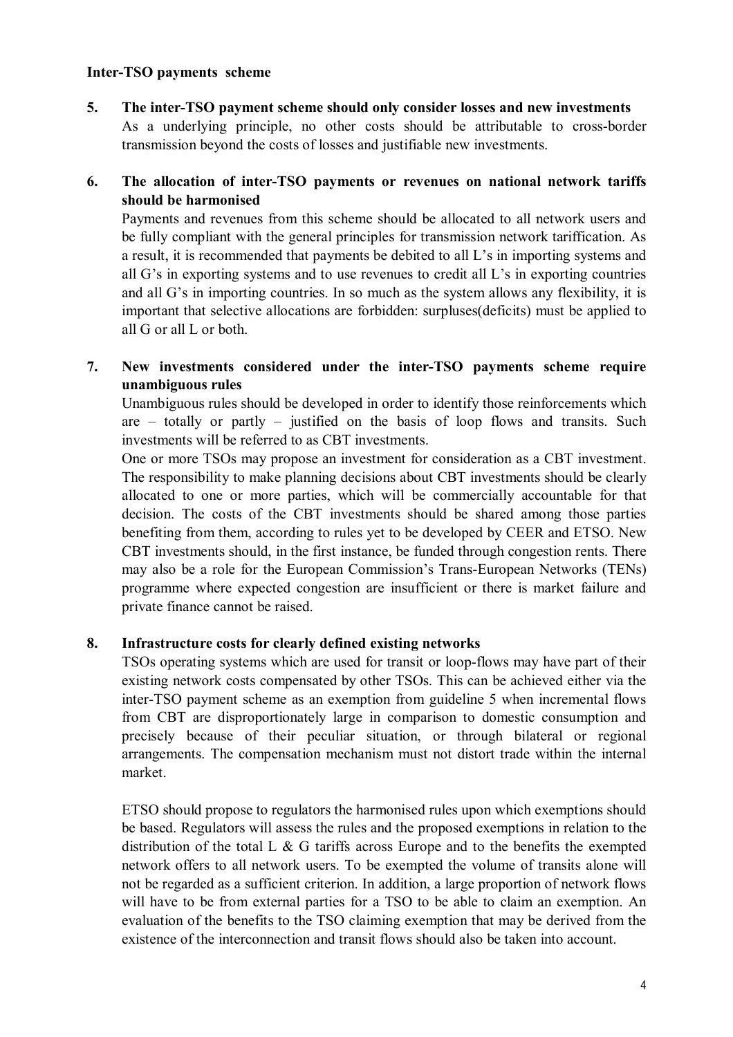**Inter-TSO payments scheme**

5. **The inter-TSO payment scheme should only consider losses and new investments**

   As a underlying principle, no other costs should be attributable to cross-border transmission beyond the costs of losses and justifiable new investments.

6. **The allocation of inter-TSO payments or revenues on national network tariffs should be harmonised**

   Payments and revenues from this scheme should be allocated to all network users and be fully compliant with the general principles for transmission network tariffication. As a result, it is recommended that payments be debited to all L's in importing systems and all G's in exporting systems and to use revenues to credit all L's in exporting countries and all G's in importing countries. In so much as the system allows any flexibility, it is important that selective allocations are forbidden: surpluses(deficits) must be applied to all G or all L or both.

7. **New investments considered under the inter-TSO payments scheme require unambiguous rules**

   Unambiguous rules should be developed in order to identify those reinforcements which are – totally or partly – justified on the basis of loop flows and transits. Such investments will be referred to as CBT investments.

   One or more TSOs may propose an investment for consideration as a CBT investment. The responsibility to make planning decisions about CBT investments should be clearly allocated to one or more parties, which will be commercially accountable for that decision. The costs of the CBT investments should be shared among those parties benefiting from them, according to rules yet to be developed by CEER and ETSO. New CBT investments should, in the first instance, be funded through congestion rents. There may also be a role for the European Commission's Trans-European Networks (TENs) programme where expected congestion are insufficient or there is market failure and private finance cannot be raised.

8. **Infrastructure costs for clearly defined existing networks**

   TSOs operating systems which are used for transit or loop-flows may have part of their existing network costs compensated by other TSOs. This can be achieved either via the inter-TSO payment scheme as an exemption from guideline 5 when incremental flows from CBT are disproportionately large in comparison to domestic consumption and precisely because of their peculiar situation, or through bilateral or regional arrangements. The compensation mechanism must not distort trade within the internal market.

   ETSO should propose to regulators the harmonised rules upon which exemptions should be based. Regulators will assess the rules and the proposed exemptions in relation to the distribution of the total L & G tariffs across Europe and to the benefits the exempted network offers to all network users. To be exempted the volume of transits alone will not be regarded as a sufficient criterion. In addition, a large proportion of network flows will have to be from external parties for a TSO to be able to claim an exemption. An evaluation of the benefits to the TSO claiming exemption that may be derived from the existence of the interconnection and transit flows should also be taken into account.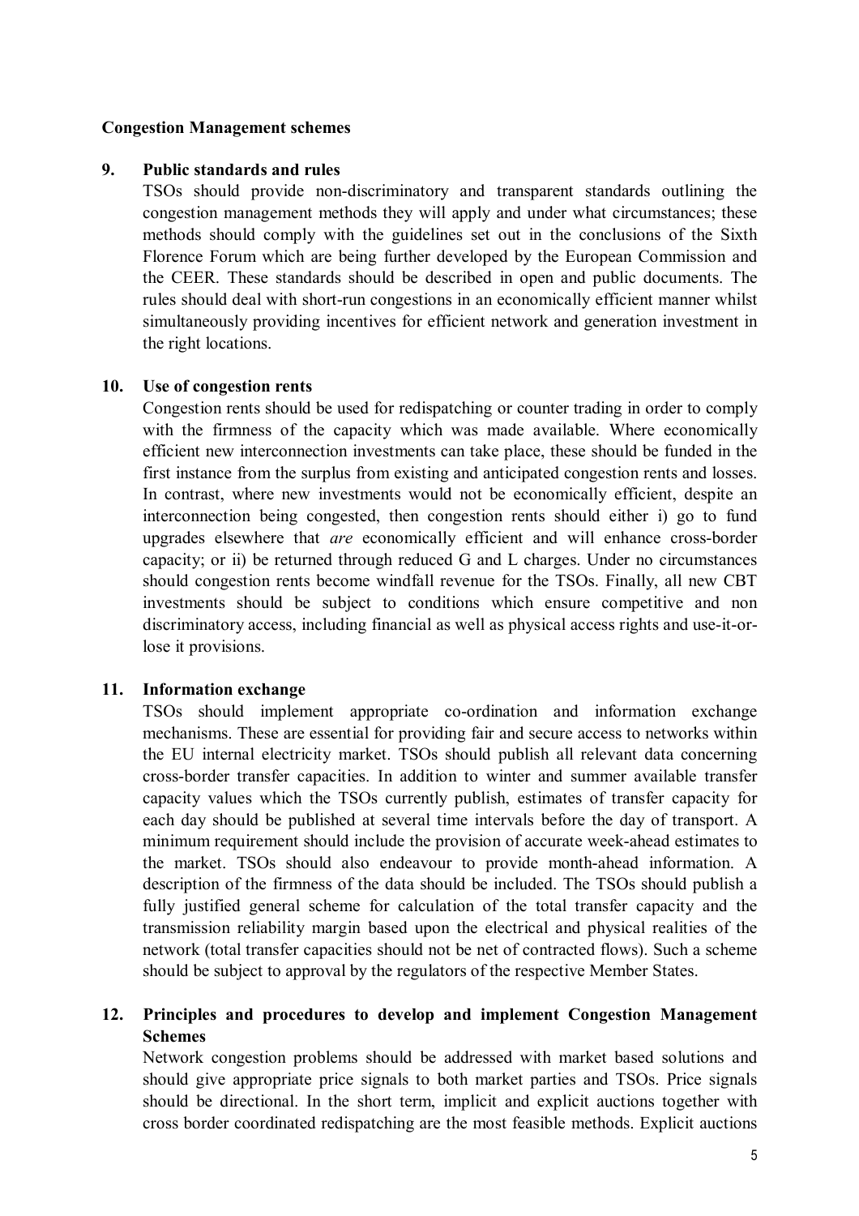**Congestion Management schemes**

**9. Public standards and rules**

TSOs should provide non-discriminatory and transparent standards outlining the congestion management methods they will apply and under what circumstances; these methods should comply with the guidelines set out in the conclusions of the Sixth Florence Forum which are being further developed by the European Commission and the CEER. These standards should be described in open and public documents. The rules should deal with short-run congestions in an economically efficient manner whilst simultaneously providing incentives for efficient network and generation investment in the right locations.

**10. Use of congestion rents**

Congestion rents should be used for redispatching or counter trading in order to comply with the firmness of the capacity which was made available. Where economically efficient new interconnection investments can take place, these should be funded in the first instance from the surplus from existing and anticipated congestion rents and losses. In contrast, where new investments would not be economically efficient, despite an interconnection being congested, then congestion rents should either i) go to fund upgrades elsewhere that *are* economically efficient and will enhance cross-border capacity; or ii) be returned through reduced G and L charges. Under no circumstances should congestion rents become windfall revenue for the TSOs. Finally, all new CBT investments should be subject to conditions which ensure competitive and non discriminatory access, including financial as well as physical access rights and use-it-or-lose it provisions.

**11. Information exchange**

TSOs should implement appropriate co-ordination and information exchange mechanisms. These are essential for providing fair and secure access to networks within the EU internal electricity market. TSOs should publish all relevant data concerning cross-border transfer capacities. In addition to winter and summer available transfer capacity values which the TSOs currently publish, estimates of transfer capacity for each day should be published at several time intervals before the day of transport. A minimum requirement should include the provision of accurate week-ahead estimates to the market. TSOs should also endeavour to provide month-ahead information. A description of the firmness of the data should be included. The TSOs should publish a fully justified general scheme for calculation of the total transfer capacity and the transmission reliability margin based upon the electrical and physical realities of the network (total transfer capacities should not be net of contracted flows). Such a scheme should be subject to approval by the regulators of the respective Member States.

**12. Principles and procedures to develop and implement Congestion Management Schemes**

Network congestion problems should be addressed with market based solutions and should give appropriate price signals to both market parties and TSOs. Price signals should be directional. In the short term, implicit and explicit auctions together with cross border coordinated redispatching are the most feasible methods. Explicit auctions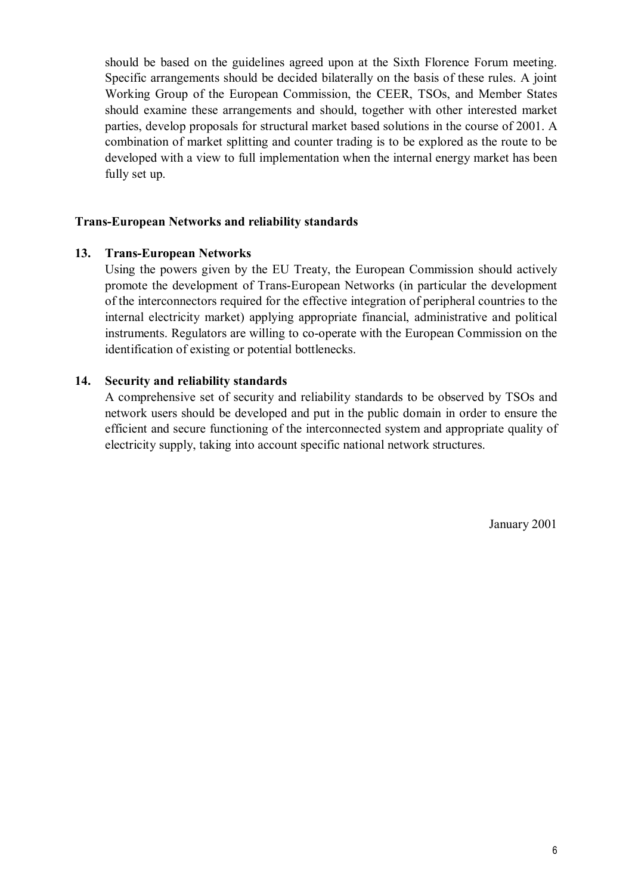should be based on the guidelines agreed upon at the Sixth Florence Forum meeting. Specific arrangements should be decided bilaterally on the basis of these rules. A joint Working Group of the European Commission, the CEER, TSOs, and Member States should examine these arrangements and should, together with other interested market parties, develop proposals for structural market based solutions in the course of 2001. A combination of market splitting and counter trading is to be explored as the route to be developed with a view to full implementation when the internal energy market has been fully set up.

**Trans-European Networks and reliability standards**

**13. Trans-European Networks**

Using the powers given by the EU Treaty, the European Commission should actively promote the development of Trans-European Networks (in particular the development of the interconnectors required for the effective integration of peripheral countries to the internal electricity market) applying appropriate financial, administrative and political instruments. Regulators are willing to co-operate with the European Commission on the identification of existing or potential bottlenecks.

**14. Security and reliability standards**

A comprehensive set of security and reliability standards to be observed by TSOs and network users should be developed and put in the public domain in order to ensure the efficient and secure functioning of the interconnected system and appropriate quality of electricity supply, taking into account specific national network structures.

January 2001